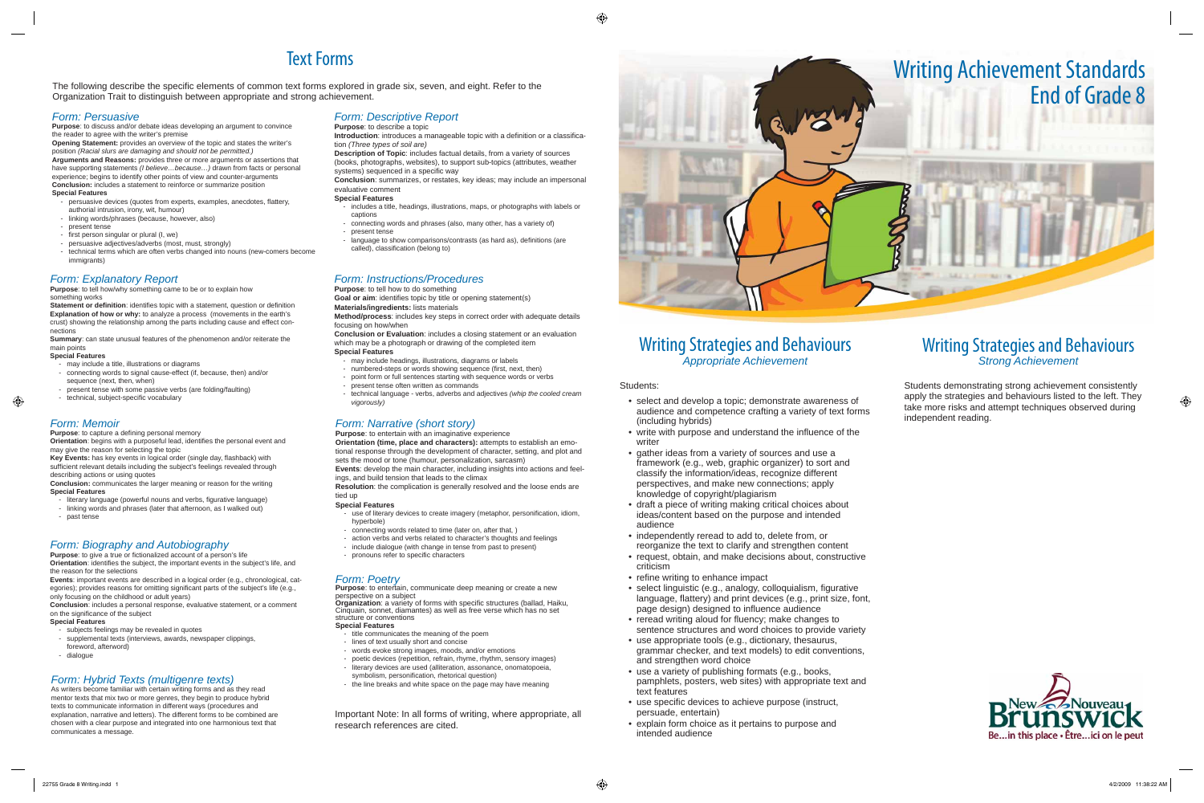# Text Forms

The following describe the specific elements of common text forms explored in grade six, seven, and eight. Refer to the Organization Trait to distinguish between appropriate and strong achievement.

## *Form: Persuasive*

**Purpose**: to discuss and/or debate ideas developing an argument to convince the reader to agree with the writer's premise

**Opening Statement:** provides an overview of the topic and states the writer's position *(Racial slurs are damaging and should not be permitted.)*

**Arguments and Reasons:** provides three or more arguments or assertions that have supporting statements *(I believe....because…)* drawn from facts or personal experience; begins to identify other points of view and counter-arguments

**Conclusion:** includes a statement to reinforce or summarize position

**Special Features**

- persuasive devices (quotes from experts, examples, anecdotes, flattery, authorial intrusion, irony, wit, humour)
- linking words/phrases (because, however, also)
- present tense
- first person singular or plural (I, we)
- persuasive adjectives/adverbs (most, must, strongly)
- technical terms which are often verbs changed into nouns (new-comers become immigrants)

## *Form: Explanatory Report*

**Purpose**: to tell how/why something came to be or to explain how something works

**Statement or definition**: identifies topic with a statement, question or definition

**Explanation of how or why:** to analyze a process (movements in the earth's crust) showing the relationship among the parts including cause and effect connections

**Summary**: can state unusual features of the phenomenon and/or reiterate the main points

**Special Features**

- may include a title, illustrations or diagrams
- connecting words to signal cause-effect (if, because, then) and/or sequence (next, then, when)
- present tense with some passive verbs (are folding/faulting)
- technical, subject-specific vocabulary

## *Form: Memoir*

**Purpose**: to capture a defining personal memory

**Orientation**: begins with a purposeful lead, identifies the personal event and may give the reason for selecting the topic

**Key Events:** has key events in logical order (single day, flashback) with sufficient relevant details including the subject's feelings revealed through describing actions or using quotes

**Conclusion:** communicates the larger meaning or reason for the writing

**Special Features**

- literary language (powerful nouns and verbs, figurative language)
- linking words and phrases (later that afternoon, as I walked out)
- past tense

## *Form: Biography and Autobiography*

**Purpose**: to give a true or fictionalized account of a person's life

**Orientation**: identifies the subject, the important events in the subject's life, and the reason for the selections

**Events**: important events are described in a logical order (e.g., chronological, categories); provides reasons for omitting significant parts of the subject's life (e.g., only focusing on the childhood or adult years)

**Conclusion**: includes a personal response, evaluative statement, or a comment on the significance of the subject

**Special Features**

- subjects feelings may be revealed in quotes
- supplemental texts (interviews, awards, newspaper clippings, foreword, afterword)
- dialogue

## *Form: Hybrid Texts (multigenre texts)*

As writers become familiar with certain writing forms and as they read mentor texts that mix two or more genres, they begin to produce hybrid texts to communicate information in different ways (procedures and explanation, narrative and letters). The different forms to be combined are chosen with a clear purpose and integrated into one harmonious text that communicates a message.

## *Form: Descriptive Report*

**Purpose**: to describe a topic

**Introduction**: introduces a manageable topic with a definition or a classification *(Three types of soil are)*

**Description of Topic**: includes factual details, from a variety of sources (books, photographs, websites), to support sub-topics (attributes, weather systems) sequenced in a specific way

**Conclusion**: summarizes, or restates, key ideas; may include an impersonal evaluative comment

**Special Features**

- includes a title, headings, illustrations, maps, or photographs with labels or captions
- connecting words and phrases (also, many other, has a variety of)
- present tense
- language to show comparisons/contrasts (as hard as), definitions (are called), classification (belong to)

## *Form: Instructions/Procedures*

**Purpose**: to tell how to do something

**Goal or aim**: identifies topic by title or opening statement(s)

**Materials/ingredients:** lists materials

**Method/process**: includes key steps in correct order with adequate details focusing on how/when

**Conclusion or Evaluation**: includes a closing statement or an evaluation which may be a photograph or drawing of the completed item

**Special Features**

- may include headings, illustrations, diagrams or labels
- numbered-steps or words showing sequence (first, next, then)
- point form or full sentences starting with sequence words or verbs
- present tense often written as commands
- technical language - verbs, adverbs and adjectives *(whip the cooled cream vigorously)*

## *Form: Narrative (short story)*

**Purpose**: to entertain with an imaginative experience

**Orientation (time, place and characters):** attempts to establish an emotional response through the development of character, setting, and plot and sets the mood or tone (humour, personalization, sarcasm)

**Events**: develop the main character, including insights into actions and feelings, and build tension that leads to the climax

**Resolution**: the complication is generally resolved and the loose ends are tied up

**Special Features**

- use of literary devices to create imagery (metaphor, personification, idiom, hyperbole)
- connecting words related to time (later on, after that, )
- action verbs and verbs related to character's thoughts and feelings
- include dialogue (with change in tense from past to present)
- pronouns refer to specific characters

## *Form: Poetry*

**Purpose**: to entertain, communicate deep meaning or create a new perspective on a subject

**Organization**: a variety of forms with specific structures (ballad, Haiku, Cinquain, sonnet, diamantes) as well as free verse which has no set structure or conventions

**Special Features**

- title communicates the meaning of the poem
- lines of text usually short and concise
- words evoke strong images, moods, and/or emotions
- poetic devices (repetition, refrain, rhyme, rhythm, sensory images)
- literary devices are used (alliteration, assonance, onomatopoeia, symbolism, personification, rhetorical question)
- the line breaks and white space on the page may have meaning

Important Note: In all forms of writing, where appropriate, all research references are cited.

# Writing Achievement Standards End of Grade 8

## Writing Strategies and Behaviours
### *Appropriate Achievement*

Students:

- select and develop a topic; demonstrate awareness of audience and competence crafting a variety of text forms (including hybrids)
- write with purpose and understand the influence of the writer
- gather ideas from a variety of sources and use a framework (e.g., web, graphic organizer) to sort and classify the information/ideas, recognize different perspectives, and make new connections; apply knowledge of copyright/plagiarism
- draft a piece of writing making critical choices about ideas/content based on the purpose and intended audience
- independently reread to add to, delete from, or reorganize the text to clarify and strengthen content
- request, obtain, and make decisions about, constructive criticism
- refine writing to enhance impact
- select linguistic (e.g., analogy, colloquialism, figurative language, flattery) and print devices (e.g., print size, font, page design) designed to influence audience
- reread writing aloud for fluency; make changes to sentence structures and word choices to provide variety
- use appropriate tools (e.g., dictionary, thesaurus, grammar checker, and text models) to edit conventions, and strengthen word choice
- use a variety of publishing formats (e.g., books, pamphlets, posters, web sites) with appropriate text and text features
- use specific devices to achieve purpose (instruct, persuade, entertain)
- explain form choice as it pertains to purpose and intended audience

## Writing Strategies and Behaviours
### *Strong Achievement*

Students demonstrating strong achievement consistently apply the strategies and behaviours listed to the left. They take more risks and attempt techniques observed during independent reading.

New Brunswick Nouveau
Be...in this place • Être...ici on le peut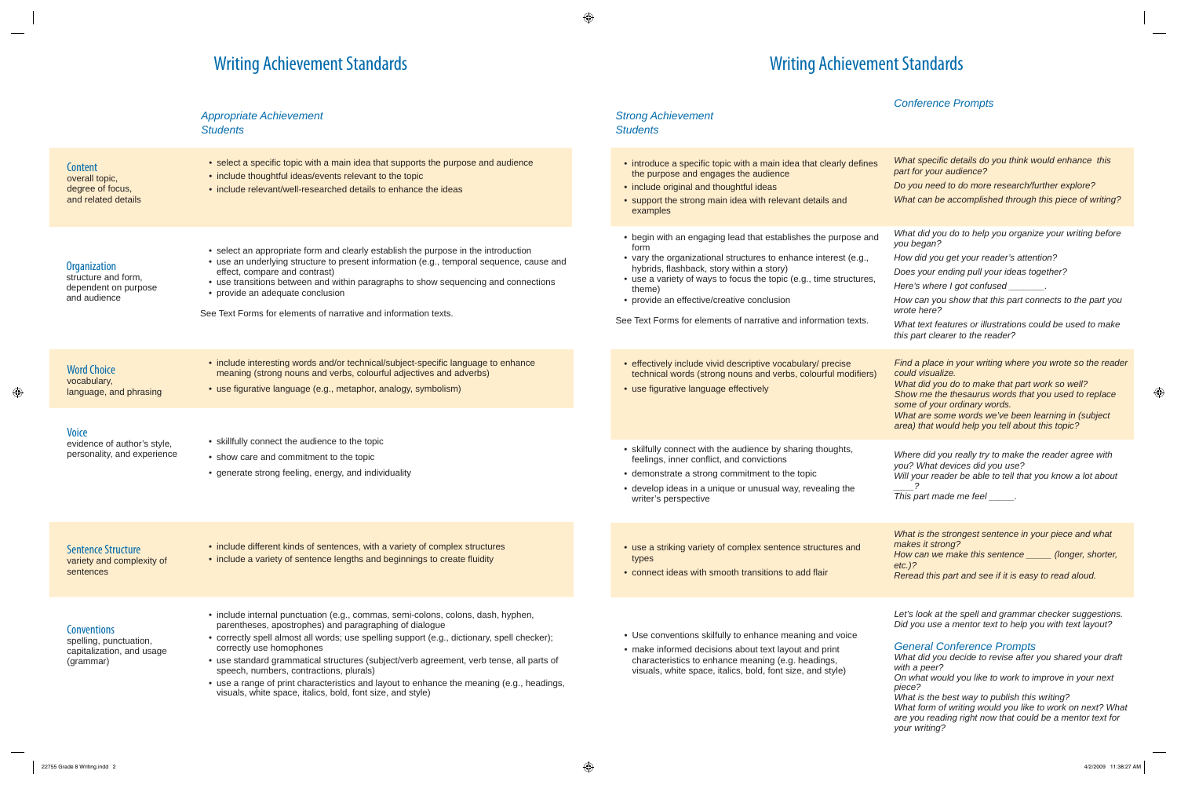# Writing Achievement Standards

| | Appropriate Achievement Students | Strong Achievement Students | Conference Prompts |
| --- | --- | --- | --- |
| **Content** overall topic, degree of focus, and related details | • select a specific topic with a main idea that supports the purpose and audience<br>• include thoughtful ideas/events relevant to the topic<br>• include relevant/well-researched details to enhance the ideas | • introduce a specific topic with a main idea that clearly defines the purpose and engages the audience<br>• include original and thoughtful ideas<br>• support the strong main idea with relevant details and examples | *What specific details do you think would enhance this part for your audience?*<br>*Do you need to do more research/further explore?*<br>*What can be accomplished through this piece of writing?* |
| **Organization** structure and form, dependent on purpose and audience | • select an appropriate form and clearly establish the purpose in the introduction<br>• use an underlying structure to present information (e.g., temporal sequence, cause and effect, compare and contrast)<br>• use transitions between and within paragraphs to show sequencing and connections<br>• provide an adequate conclusion<br><br>See Text Forms for elements of narrative and information texts. | • begin with an engaging lead that establishes the purpose and form<br>• vary the organizational structures to enhance interest (e.g., hybrids, flashback, story within a story)<br>• use a variety of ways to focus the topic (e.g., time structures, theme)<br>• provide an effective/creative conclusion<br><br>See Text Forms for elements of narrative and information texts. | *What did you do to help you organize your writing before you began?*<br>*How did you get your reader's attention?*<br>*Does your ending pull your ideas together?*<br>*Here's where I got confused _______.*<br>*How can you show that this part connects to the part you wrote here?*<br>*What text features or illustrations could be used to make this part clearer to the reader?* |
| **Word Choice** vocabulary, language, and phrasing | • include interesting words and/or technical/subject-specific language to enhance meaning (strong nouns and verbs, colourful adjectives and adverbs)<br>• use figurative language (e.g., metaphor, analogy, symbolism) | • effectively include vivid descriptive vocabulary/ precise technical words (strong nouns and verbs, colourful modifiers)<br>• use figurative language effectively | *Find a place in your writing where you wrote so the reader could visualize.*<br>*What did you do to make that part work so well?*<br>*Show me the thesaurus words that you used to replace some of your ordinary words.*<br>*What are some words we've been learning in (subject area) that would help you tell about this topic?* |
| **Voice** evidence of author's style, personality, and experience | • skillfully connect the audience to the topic<br>• show care and commitment to the topic<br>• generate strong feeling, energy, and individuality | • skilfully connect with the audience by sharing thoughts, feelings, inner conflict, and convictions<br>• demonstrate a strong commitment to the topic<br>• develop ideas in a unique or unusual way, revealing the writer's perspective | *Where did you really try to make the reader agree with you? What devices did you use?*<br>*Will your reader be able to tell that you know a lot about ____?*<br>*This part made me feel _____.* |
| **Sentence Structure** variety and complexity of sentences | • include different kinds of sentences, with a variety of complex structures<br>• include a variety of sentence lengths and beginnings to create fluidity | • use a striking variety of complex sentence structures and types<br>• connect ideas with smooth transitions to add flair | *What is the strongest sentence in your piece and what makes it strong?*<br>*How can we make this sentence _____ (longer, shorter, etc.)?*<br>*Reread this part and see if it is easy to read aloud.* |
| **Conventions** spelling, punctuation, capitalization, and usage (grammar) | • include internal punctuation (e.g., commas, semi-colons, colons, dash, hyphen, parentheses, apostrophes) and paragraphing of dialogue<br>• correctly spell almost all words; use spelling support (e.g., dictionary, spell checker); correctly use homophones<br>• use standard grammatical structures (subject/verb agreement, verb tense, all parts of speech, numbers, contractions, plurals)<br>• use a range of print characteristics and layout to enhance the meaning (e.g., headings, visuals, white space, italics, bold, font size, and style) | • Use conventions skilfully to enhance meaning and voice<br>• make informed decisions about text layout and print characteristics to enhance meaning (e.g. headings, visuals, white space, italics, bold, font size, and style) | *Let's look at the spell and grammar checker suggestions.*<br>*Did you use a mentor text to help you with text layout?* |

### General Conference Prompts

*What did you decide to revise after you shared your draft with a peer?*
*On what would you like to work to improve in your next piece?*
*What is the best way to publish this writing?*
*What form of writing would you like to work on next? What are you reading right now that could be a mentor text for your writing?*